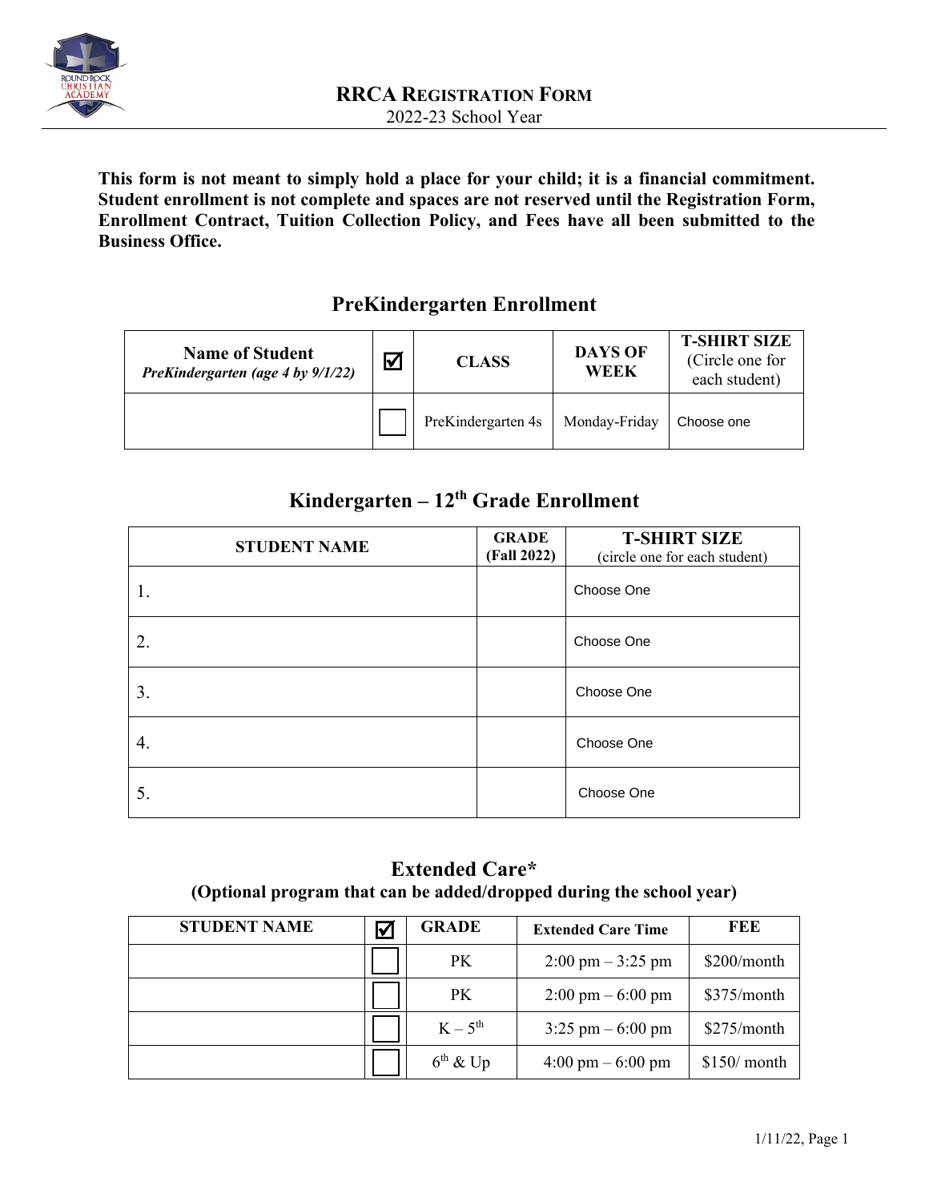# RRCA Registration Form

2022-23 School Year

**This form is not meant to simply hold a place for your child; it is a financial commitment. Student enrollment is not complete and spaces are not reserved until the Registration Form, Enrollment Contract, Tuition Collection Policy, and Fees have all been submitted to the Business Office.**

## PreKindergarten Enrollment

| Name of Student *PreKindergarten (age 4 by 9/1/22)* | ☑ | CLASS | DAYS OF WEEK | T-SHIRT SIZE (Circle one for each student) |
|---|---|---|---|---|
| | ☐ | PreKindergarten 4s | Monday-Friday | Choose one |

## Kindergarten – 12th Grade Enrollment

| STUDENT NAME | GRADE (Fall 2022) | T-SHIRT SIZE (circle one for each student) |
|---|---|---|
| 1. | | Choose One |
| 2. | | Choose One |
| 3. | | Choose One |
| 4. | | Choose One |
| 5. | | Choose One |

## Extended Care*

**(Optional program that can be added/dropped during the school year)**

| STUDENT NAME | ☑ | GRADE | Extended Care Time | FEE |
|---|---|---|---|---|
| | ☐ | PK | 2:00 pm – 3:25 pm | $200/month |
| | ☐ | PK | 2:00 pm – 6:00 pm | $375/month |
| | ☐ | K – 5th | 3:25 pm – 6:00 pm | $275/month |
| | ☐ | 6th & Up | 4:00 pm – 6:00 pm | $150/ month |

1/11/22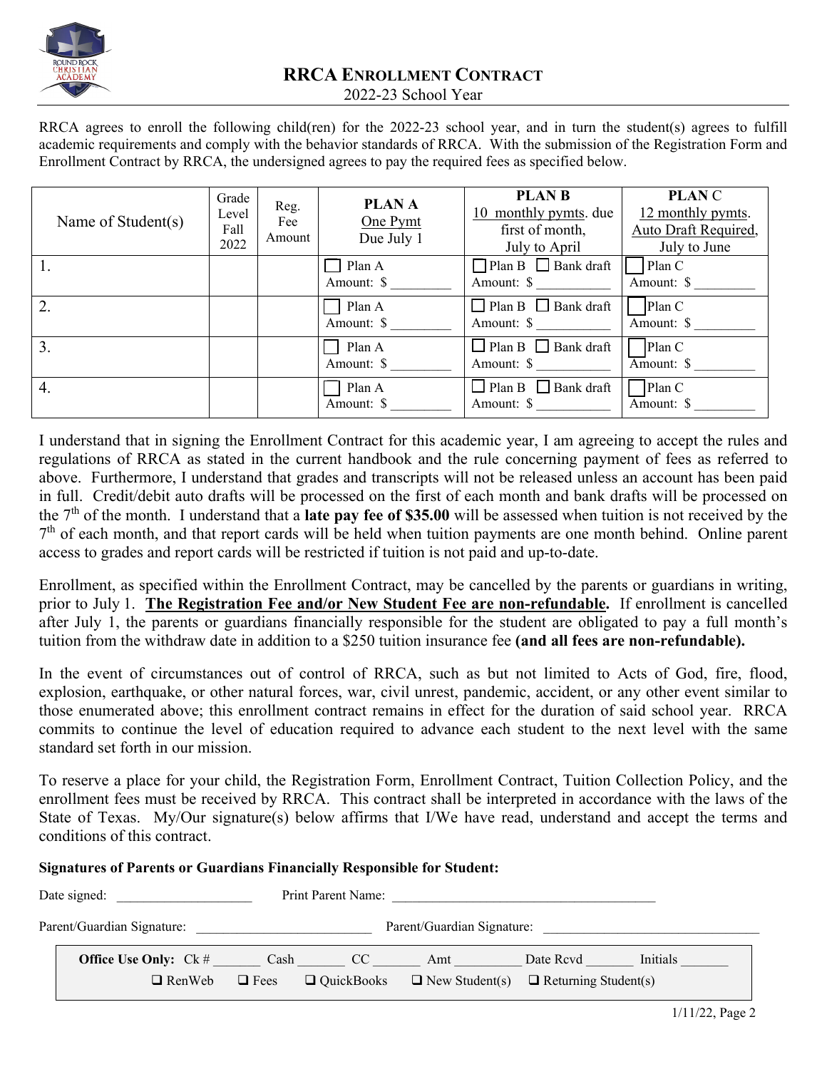# RRCA Enrollment Contract

2022-23 School Year

RRCA agrees to enroll the following child(ren) for the 2022-23 school year, and in turn the student(s) agrees to fulfill academic requirements and comply with the behavior standards of RRCA. With the submission of the Registration Form and Enrollment Contract by RRCA, the undersigned agrees to pay the required fees as specified below.

| Name of Student(s) | Grade Level Fall 2022 | Reg. Fee Amount | **PLAN A** One Pymt Due July 1 | **PLAN B** 10 monthly pymts. due first of month, July to April | **PLAN C** 12 monthly pymts. Auto Draft Required, July to June |
|---|---|---|---|---|---|
| 1. | | | ☐ Plan A Amount: $ _________ | ☐ Plan B ☐ Bank draft Amount: $ ___________ | ☐ Plan C Amount: $ _________ |
| 2. | | | ☐ Plan A Amount: $ _________ | ☐ Plan B ☐ Bank draft Amount: $ ___________ | ☐ Plan C Amount: $ _________ |
| 3. | | | ☐ Plan A Amount: $ _________ | ☐ Plan B ☐ Bank draft Amount: $ ___________ | ☐ Plan C Amount: $ _________ |
| 4. | | | ☐ Plan A Amount: $ _________ | ☐ Plan B ☐ Bank draft Amount: $ ___________ | ☐ Plan C Amount: $ _________ |

I understand that in signing the Enrollment Contract for this academic year, I am agreeing to accept the rules and regulations of RRCA as stated in the current handbook and the rule concerning payment of fees as referred to above. Furthermore, I understand that grades and transcripts will not be released unless an account has been paid in full. Credit/debit auto drafts will be processed on the first of each month and bank drafts will be processed on the 7th of the month. I understand that a **late pay fee of $35.00** will be assessed when tuition is not received by the 7th of each month, and that report cards will be held when tuition payments are one month behind. Online parent access to grades and report cards will be restricted if tuition is not paid and up-to-date.

Enrollment, as specified within the Enrollment Contract, may be cancelled by the parents or guardians in writing, prior to July 1. **The Registration Fee and/or New Student Fee are non-refundable.** If enrollment is cancelled after July 1, the parents or guardians financially responsible for the student are obligated to pay a full month's tuition from the withdraw date in addition to a $250 tuition insurance fee **(and all fees are non-refundable).**

In the event of circumstances out of control of RRCA, such as but not limited to Acts of God, fire, flood, explosion, earthquake, or other natural forces, war, civil unrest, pandemic, accident, or any other event similar to those enumerated above; this enrollment contract remains in effect for the duration of said school year. RRCA commits to continue the level of education required to advance each student to the next level with the same standard set forth in our mission.

To reserve a place for your child, the Registration Form, Enrollment Contract, Tuition Collection Policy, and the enrollment fees must be received by RRCA. This contract shall be interpreted in accordance with the laws of the State of Texas. My/Our signature(s) below affirms that I/We have read, understand and accept the terms and conditions of this contract.

**Signatures of Parents or Guardians Financially Responsible for Student:**

Date signed: ____________________ Print Parent Name: ________________________________________

Parent/Guardian Signature: __________________________ Parent/Guardian Signature: ________________________________

**Office Use Only:** Ck # _______ Cash _______ CC _______ Amt __________ Date Rcvd _______ Initials _______

❑ RenWeb ❑ Fees ❑ QuickBooks ❑ New Student(s) ❑ Returning Student(s)

1/11/22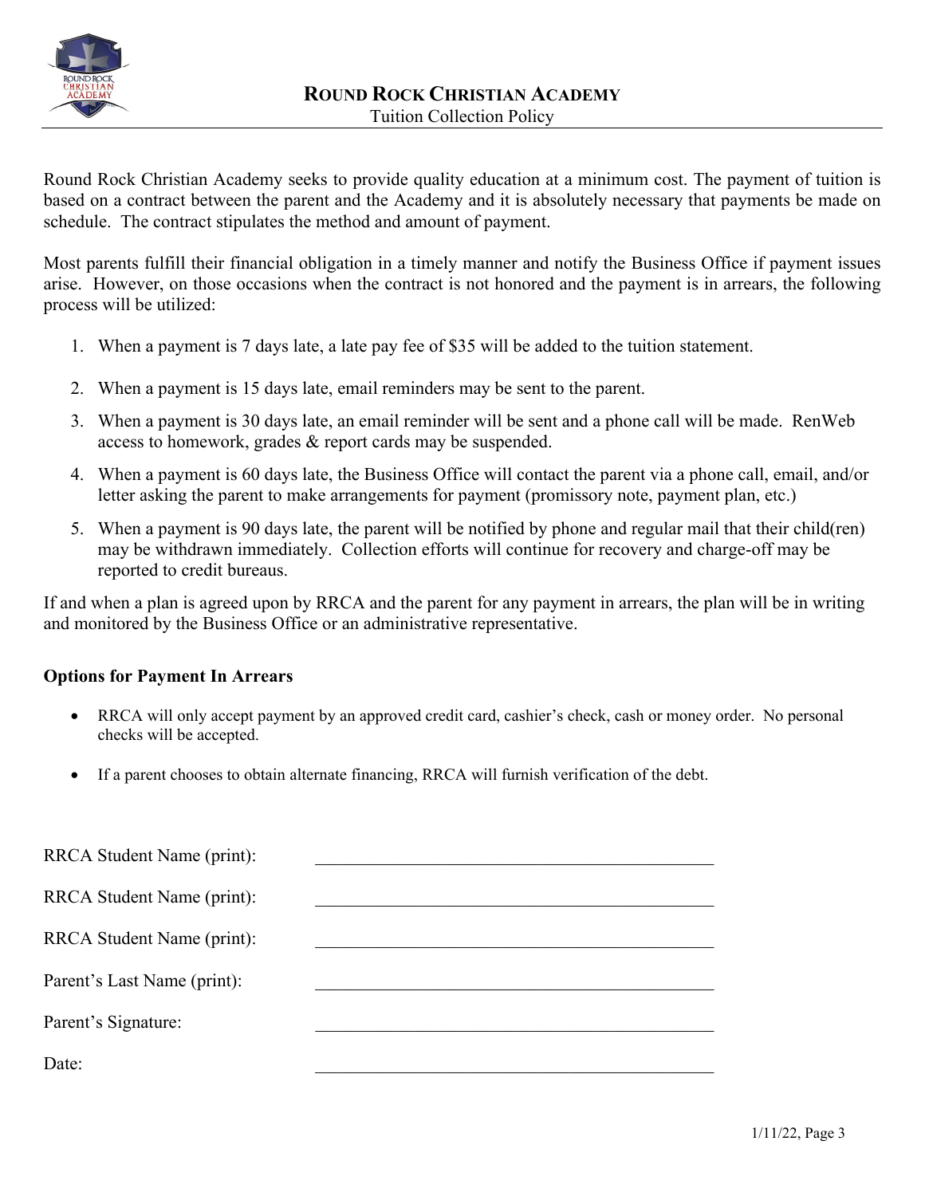# Round Rock Christian Academy

## Tuition Collection Policy

Round Rock Christian Academy seeks to provide quality education at a minimum cost. The payment of tuition is based on a contract between the parent and the Academy and it is absolutely necessary that payments be made on schedule. The contract stipulates the method and amount of payment.

Most parents fulfill their financial obligation in a timely manner and notify the Business Office if payment issues arise. However, on those occasions when the contract is not honored and the payment is in arrears, the following process will be utilized:

1. When a payment is 7 days late, a late pay fee of $35 will be added to the tuition statement.
2. When a payment is 15 days late, email reminders may be sent to the parent.
3. When a payment is 30 days late, an email reminder will be sent and a phone call will be made. RenWeb access to homework, grades & report cards may be suspended.
4. When a payment is 60 days late, the Business Office will contact the parent via a phone call, email, and/or letter asking the parent to make arrangements for payment (promissory note, payment plan, etc.)
5. When a payment is 90 days late, the parent will be notified by phone and regular mail that their child(ren) may be withdrawn immediately. Collection efforts will continue for recovery and charge-off may be reported to credit bureaus.

If and when a plan is agreed upon by RRCA and the parent for any payment in arrears, the plan will be in writing and monitored by the Business Office or an administrative representative.

**Options for Payment In Arrears**

- RRCA will only accept payment by an approved credit card, cashier's check, cash or money order. No personal checks will be accepted.
- If a parent chooses to obtain alternate financing, RRCA will furnish verification of the debt.

RRCA Student Name (print): ______________________________________________

RRCA Student Name (print): ______________________________________________

RRCA Student Name (print): ______________________________________________

Parent's Last Name (print): ______________________________________________

Parent's Signature: ______________________________________________

Date: ______________________________________________

1/11/22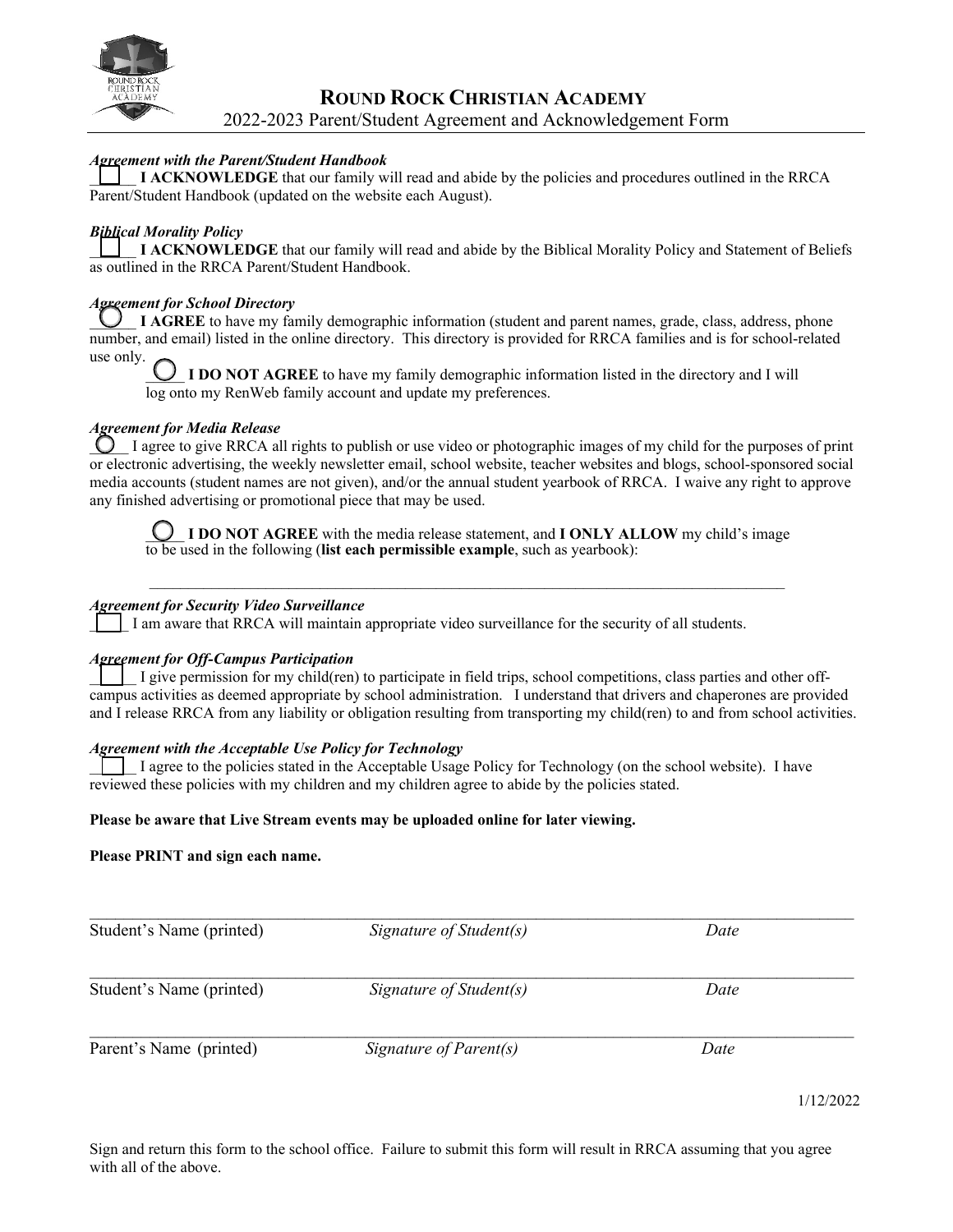# ROUND ROCK CHRISTIAN ACADEMY

2022-2023 Parent/Student Agreement and Acknowledgement Form

***Agreement with the Parent/Student Handbook***

☐ **I ACKNOWLEDGE** that our family will read and abide by the policies and procedures outlined in the RRCA Parent/Student Handbook (updated on the website each August).

***Biblical Morality Policy***

☐ **I ACKNOWLEDGE** that our family will read and abide by the Biblical Morality Policy and Statement of Beliefs as outlined in the RRCA Parent/Student Handbook.

***Agreement for School Directory***

○ **I AGREE** to have my family demographic information (student and parent names, grade, class, address, phone number, and email) listed in the online directory. This directory is provided for RRCA families and is for school-related use only.

○ **I DO NOT AGREE** to have my family demographic information listed in the directory and I will log onto my RenWeb family account and update my preferences.

***Agreement for Media Release***

○ I agree to give RRCA all rights to publish or use video or photographic images of my child for the purposes of print or electronic advertising, the weekly newsletter email, school website, teacher websites and blogs, school-sponsored social media accounts (student names are not given), and/or the annual student yearbook of RRCA. I waive any right to approve any finished advertising or promotional piece that may be used.

○ **I DO NOT AGREE** with the media release statement, and **I ONLY ALLOW** my child's image to be used in the following (**list each permissible example**, such as yearbook):

_______________________________________________________________________________

***Agreement for Security Video Surveillance***

☐ I am aware that RRCA will maintain appropriate video surveillance for the security of all students.

***Agreement for Off-Campus Participation***

☐ I give permission for my child(ren) to participate in field trips, school competitions, class parties and other off-campus activities as deemed appropriate by school administration. I understand that drivers and chaperones are provided and I release RRCA from any liability or obligation resulting from transporting my child(ren) to and from school activities.

***Agreement with the Acceptable Use Policy for Technology***

☐ I agree to the policies stated in the Acceptable Usage Policy for Technology (on the school website). I have reviewed these policies with my children and my children agree to abide by the policies stated.

**Please be aware that Live Stream events may be uploaded online for later viewing.**

**Please PRINT and sign each name.**

_______________________________________________________________________________

Student's Name (printed) *Signature of Student(s)* *Date*

_______________________________________________________________________________

Student's Name (printed) *Signature of Student(s)* *Date*

_______________________________________________________________________________

Parent's Name (printed) *Signature of Parent(s)* *Date*

1/12/2022

Sign and return this form to the school office. Failure to submit this form will result in RRCA assuming that you agree with all of the above.